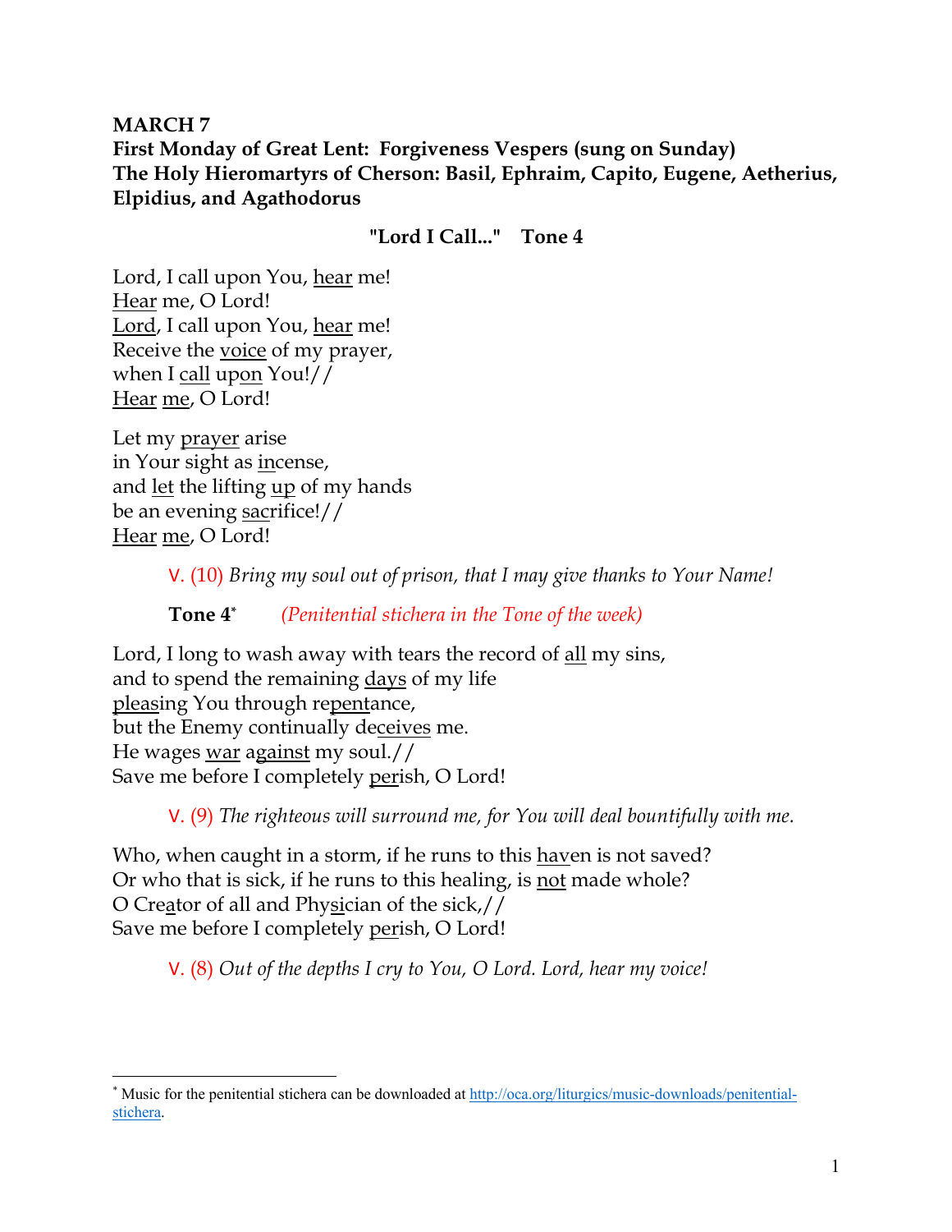**MARCH 7**
**First Monday of Great Lent: Forgiveness Vespers (sung on Sunday)**
**The Holy Hieromartyrs of Cherson: Basil, Ephraim, Capito, Eugene, Aetherius, Elpidius, and Agathodorus**

**"Lord I Call..." Tone 4**

Lord, I call upon You, hear me!
Hear me, O Lord!
Lord, I call upon You, hear me!
Receive the voice of my prayer,
when I call upon You!//
Hear me, O Lord!

Let my prayer arise
in Your sight as incense,
and let the lifting up of my hands
be an evening sacrifice!//
Hear me, O Lord!

> V. (10) *Bring my soul out of prison, that I may give thanks to Your Name!*

> **Tone 4*** *(Penitential stichera in the Tone of the week)*

Lord, I long to wash away with tears the record of all my sins,
and to spend the remaining days of my life
pleasing You through repentance,
but the Enemy continually deceives me.
He wages war against my soul.//
Save me before I completely perish, O Lord!

> V. (9) *The righteous will surround me, for You will deal bountifully with me.*

Who, when caught in a storm, if he runs to this haven is not saved?
Or who that is sick, if he runs to this healing, is not made whole?
O Creator of all and Physician of the sick,//
Save me before I completely perish, O Lord!

> V. (8) *Out of the depths I cry to You, O Lord. Lord, hear my voice!*

---

* Music for the penitential stichera can be downloaded at http://oca.org/liturgics/music-downloads/penitential-stichera.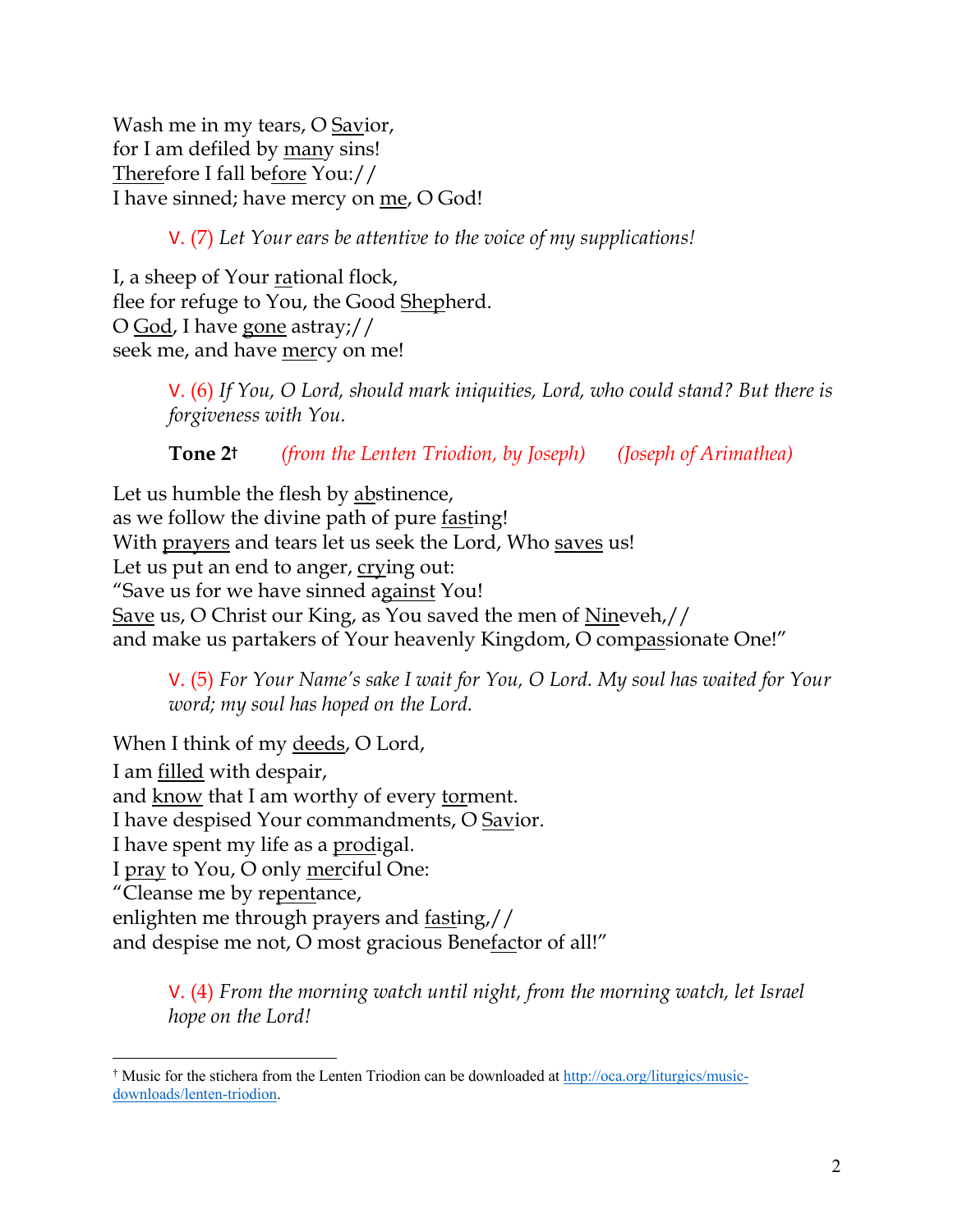Wash me in my tears, O <u>Sav</u>ior,  
for I am defiled by <u>many</u> sins!  
<u>There</u>fore I fall be<u>fore</u> You://  
I have sinned; have mercy on <u>me</u>, O God!

> V. (7) *Let Your ears be attentive to the voice of my supplications!*

I, a sheep of Your <u>ra</u>tional flock,  
flee for refuge to You, the Good <u>Shep</u>herd.  
O <u>God</u>, I have <u>gone</u> astray;//  
seek me, and have <u>mer</u>cy on me!

> V. (6) *If You, O Lord, should mark iniquities, Lord, who could stand? But there is forgiveness with You.*

> **Tone 2**† *(from the Lenten Triodion, by Joseph)* *(Joseph of Arimathea)*

Let us humble the flesh by <u>ab</u>stinence,  
as we follow the divine path of pure <u>fast</u>ing!  
With <u>prayers</u> and tears let us seek the Lord, Who <u>saves</u> us!  
Let us put an end to anger, <u>cry</u>ing out:  
"Save us for we have sinned <u>against</u> You!  
<u>Save</u> us, O Christ our King, as You saved the men of <u>Nin</u>eveh,//  
and make us partakers of Your heavenly Kingdom, O com<u>pas</u>sionate One!"

> V. (5) *For Your Name's sake I wait for You, O Lord. My soul has waited for Your word; my soul has hoped on the Lord.*

When I think of my <u>deeds</u>, O Lord,  
I am <u>filled</u> with despair,  
and <u>know</u> that I am worthy of every <u>tor</u>ment.  
I have despised Your commandments, O <u>Sav</u>ior.  
I have spent my life as a <u>prod</u>igal.  
I <u>pray</u> to You, O only <u>mer</u>ciful One:  
"Cleanse me by re<u>pent</u>ance,  
enlighten me through prayers and <u>fast</u>ing,//  
and despise me not, O most gracious Bene<u>fac</u>tor of all!"

> V. (4) *From the morning watch until night, from the morning watch, let Israel hope on the Lord!*

† Music for the stichera from the Lenten Triodion can be downloaded at http://oca.org/liturgics/music-downloads/lenten-triodion.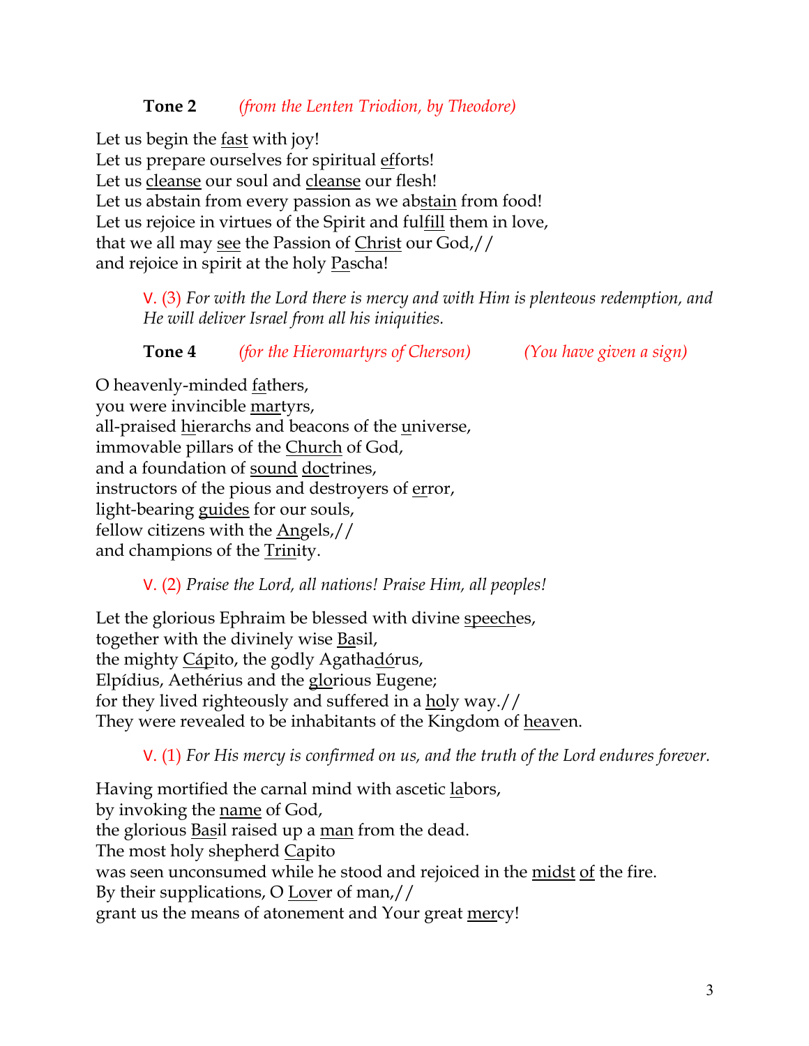**Tone 2** *(from the Lenten Triodion, by Theodore)*

Let us begin the <u>fast</u> with joy!
Let us prepare ourselves for spiritual <u>eff</u>orts!
Let us <u>cleanse</u> our soul and <u>cleanse</u> our flesh!
Let us abstain from every passion as we ab<u>stain</u> from food!
Let us rejoice in virtues of the Spirit and ful<u>fill</u> them in love,
that we all may <u>see</u> the Passion of <u>Christ</u> our God,//
and rejoice in spirit at the holy <u>Pa</u>scha!

> V. (3) *For with the Lord there is mercy and with Him is plenteous redemption, and He will deliver Israel from all his iniquities.*

**Tone 4** *(for the Hieromartyrs of Cherson)* *(You have given a sign)*

O heavenly-minded <u>fa</u>thers,
you were invincible <u>mar</u>tyrs,
all-praised <u>hi</u>erarchs and beacons of the <u>u</u>niverse,
immovable pillars of the <u>Church</u> of God,
and a foundation of <u>sound</u> <u>doc</u>trines,
instructors of the pious and destroyers of <u>er</u>ror,
light-bearing <u>guides</u> for our souls,
fellow citizens with the <u>An</u>gels,//
and champions of the <u>Trin</u>ity.

> V. (2) *Praise the Lord, all nations! Praise Him, all peoples!*

Let the glorious Ephraim be blessed with divine <u>speech</u>es,
together with the divinely wise <u>Ba</u>sil,
the mighty <u>Cáp</u>ito, the godly Agatha<u>dó</u>rus,
Elpídius, Aethérius and the <u>glo</u>rious Eugene;
for they lived righteously and suffered in a <u>ho</u>ly way.//
They were revealed to be inhabitants of the Kingdom of <u>heav</u>en.

> V. (1) *For His mercy is confirmed on us, and the truth of the Lord endures forever.*

Having mortified the carnal mind with ascetic <u>la</u>bors,
by invoking the <u>name</u> of God,
the glorious <u>Bas</u>il raised up a <u>man</u> from the dead.
The most holy shepherd <u>C</u>apito
was seen unconsumed while he stood and rejoiced in the <u>midst</u> <u>of</u> the fire.
By their supplications, O <u>Lov</u>er of man,//
grant us the means of atonement and Your great <u>mer</u>cy!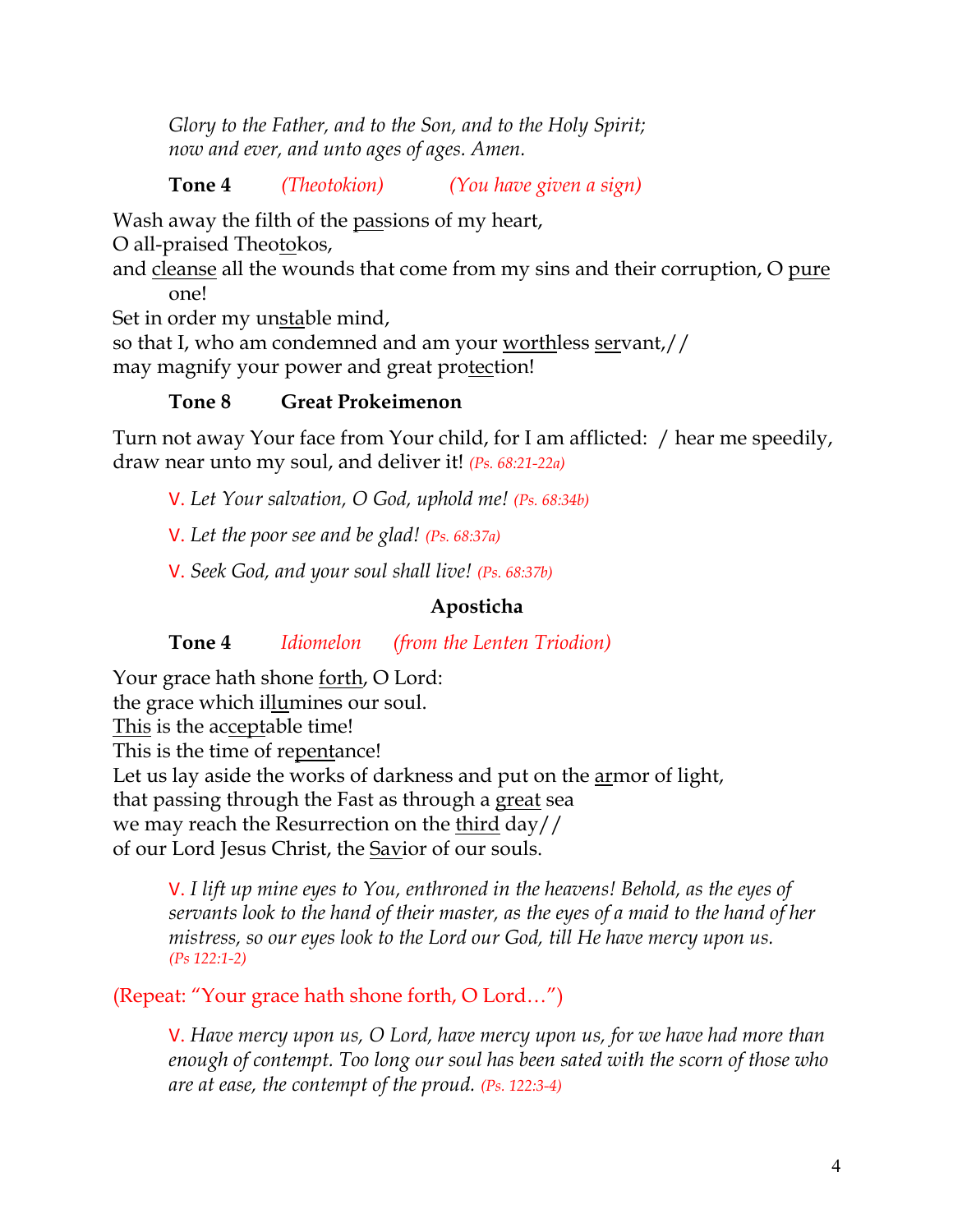*Glory to the Father, and to the Son, and to the Holy Spirit;*
*now and ever, and unto ages of ages. Amen.*

**Tone 4** *(Theotokion)* *(You have given a sign)*

Wash away the filth of the passions of my heart,
O all-praised Theotokos,
and cleanse all the wounds that come from my sins and their corruption, O pure one!
Set in order my unstable mind,
so that I, who am condemned and am your worthless servant,//
may magnify your power and great protection!

**Tone 8** **Great Prokeimenon**

Turn not away Your face from Your child, for I am afflicted: / hear me speedily, draw near unto my soul, and deliver it! *(Ps. 68:21-22a)*

V. *Let Your salvation, O God, uphold me! (Ps. 68:34b)*

V. *Let the poor see and be glad! (Ps. 68:37a)*

V. *Seek God, and your soul shall live! (Ps. 68:37b)*

### Aposticha

**Tone 4** *Idiomelon* *(from the Lenten Triodion)*

Your grace hath shone forth, O Lord:
the grace which illumines our soul.
This is the acceptable time!
This is the time of repentance!
Let us lay aside the works of darkness and put on the armor of light,
that passing through the Fast as through a great sea
we may reach the Resurrection on the third day//
of our Lord Jesus Christ, the Savior of our souls.

V. *I lift up mine eyes to You, enthroned in the heavens! Behold, as the eyes of servants look to the hand of their master, as the eyes of a maid to the hand of her mistress, so our eyes look to the Lord our God, till He have mercy upon us. (Ps 122:1-2)*

(Repeat: "Your grace hath shone forth, O Lord…")

V. *Have mercy upon us, O Lord, have mercy upon us, for we have had more than enough of contempt. Too long our soul has been sated with the scorn of those who are at ease, the contempt of the proud. (Ps. 122:3-4)*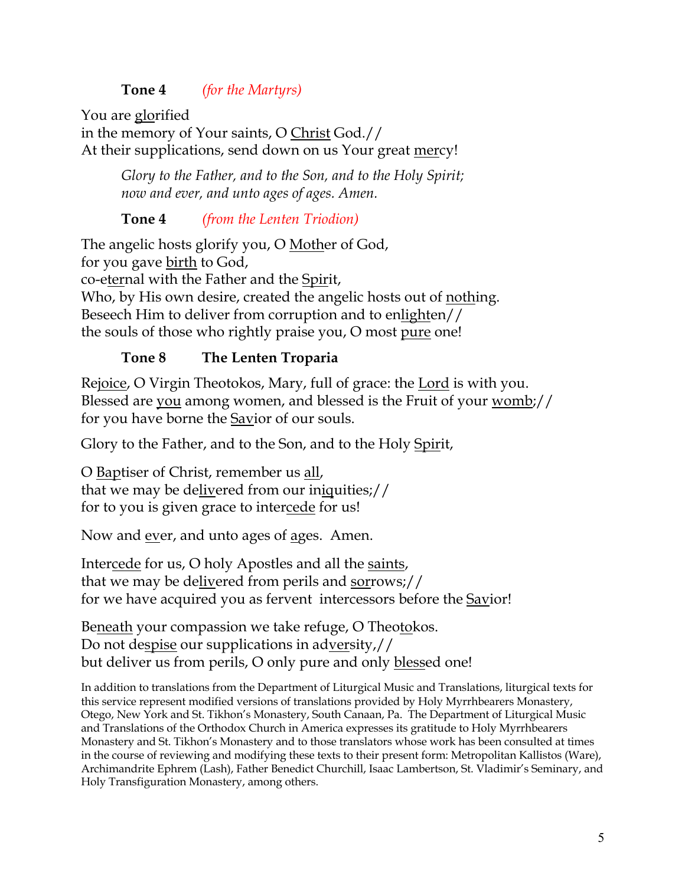**Tone 4** *(for the Martyrs)*

You are glorified
in the memory of Your saints, O Christ God.//
At their supplications, send down on us Your great mercy!

> *Glory to the Father, and to the Son, and to the Holy Spirit;*
> *now and ever, and unto ages of ages. Amen.*

**Tone 4** *(from the Lenten Triodion)*

The angelic hosts glorify you, O Mother of God,
for you gave birth to God,
co-eternal with the Father and the Spirit,
Who, by His own desire, created the angelic hosts out of nothing.
Beseech Him to deliver from corruption and to enlighten//
the souls of those who rightly praise you, O most pure one!

**Tone 8 The Lenten Troparia**

Rejoice, O Virgin Theotokos, Mary, full of grace: the Lord is with you.
Blessed are you among women, and blessed is the Fruit of your womb;//
for you have borne the Savior of our souls.

Glory to the Father, and to the Son, and to the Holy Spirit,

O Baptiser of Christ, remember us all,
that we may be delivered from our iniquities;//
for to you is given grace to intercede for us!

Now and ever, and unto ages of ages. Amen.

Intercede for us, O holy Apostles and all the saints,
that we may be delivered from perils and sorrows;//
for we have acquired you as fervent intercessors before the Savior!

Beneath your compassion we take refuge, O Theotokos.
Do not despise our supplications in adversity,//
but deliver us from perils, O only pure and only blessed one!

In addition to translations from the Department of Liturgical Music and Translations, liturgical texts for this service represent modified versions of translations provided by Holy Myrrhbearers Monastery, Otego, New York and St. Tikhon's Monastery, South Canaan, Pa. The Department of Liturgical Music and Translations of the Orthodox Church in America expresses its gratitude to Holy Myrrhbearers Monastery and St. Tikhon's Monastery and to those translators whose work has been consulted at times in the course of reviewing and modifying these texts to their present form: Metropolitan Kallistos (Ware), Archimandrite Ephrem (Lash), Father Benedict Churchill, Isaac Lambertson, St. Vladimir's Seminary, and Holy Transfiguration Monastery, among others.